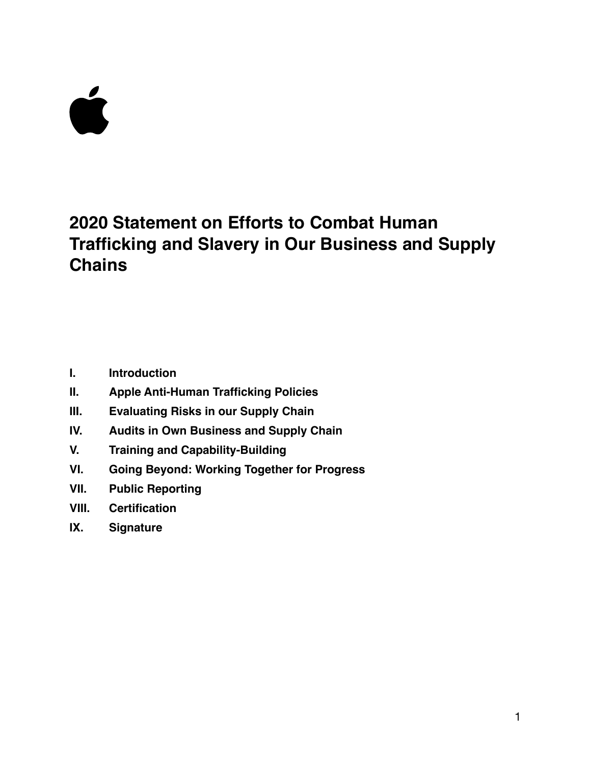# 2020 Statement on Efforts to Combat Human Trafficking and Slavery in Our Business and Supply Chains

- **I. Introduction**
- **II. Apple Anti-Human Trafficking Policies**
- **III. Evaluating Risks in our Supply Chain**
- **IV. Audits in Own Business and Supply Chain**
- **V. Training and Capability-Building**
- **VI. Going Beyond: Working Together for Progress**
- **VII. Public Reporting**
- **VIII. Certification**
- **IX. Signature**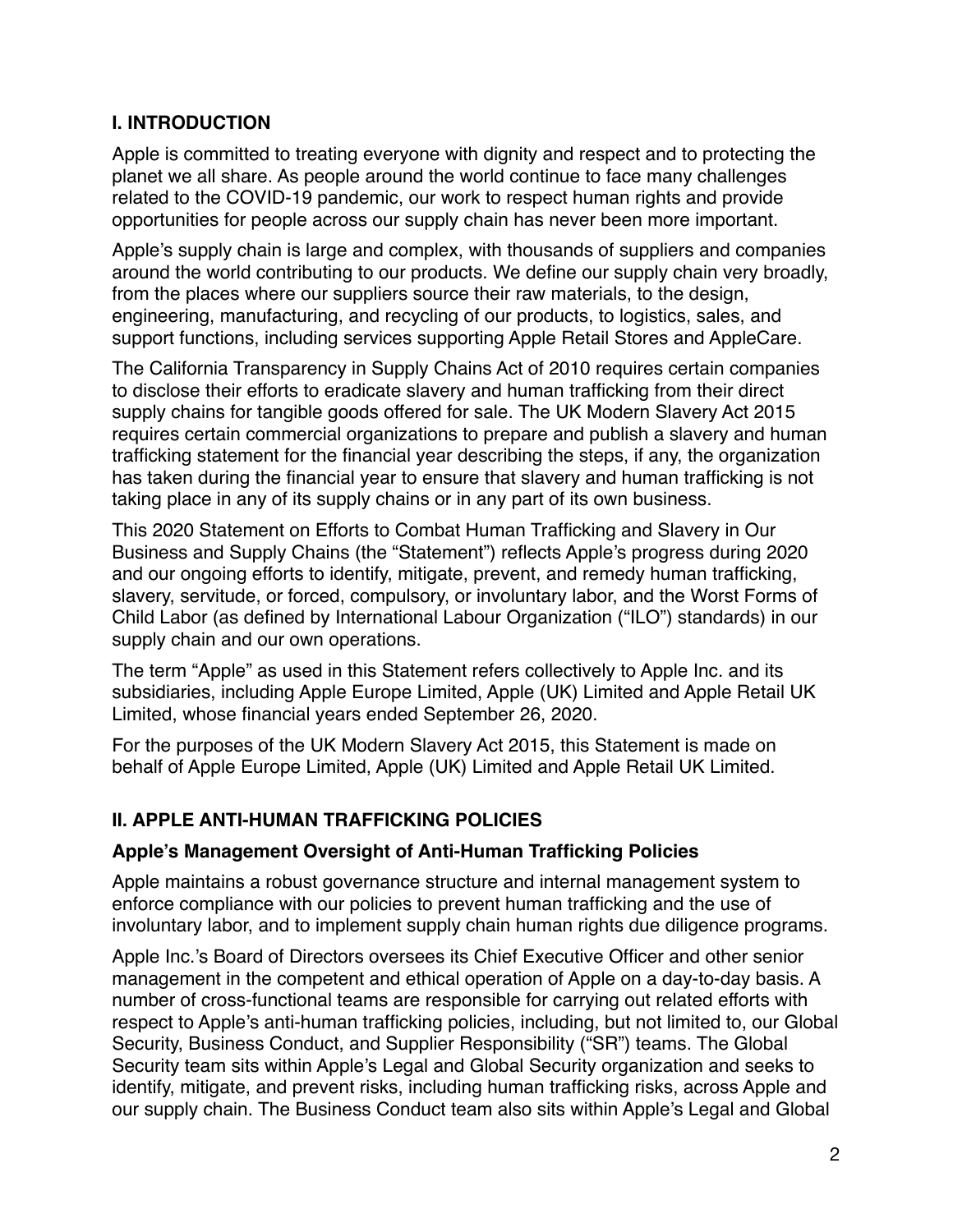## I. INTRODUCTION

Apple is committed to treating everyone with dignity and respect and to protecting the planet we all share. As people around the world continue to face many challenges related to the COVID-19 pandemic, our work to respect human rights and provide opportunities for people across our supply chain has never been more important.

Apple's supply chain is large and complex, with thousands of suppliers and companies around the world contributing to our products. We define our supply chain very broadly, from the places where our suppliers source their raw materials, to the design, engineering, manufacturing, and recycling of our products, to logistics, sales, and support functions, including services supporting Apple Retail Stores and AppleCare.

The California Transparency in Supply Chains Act of 2010 requires certain companies to disclose their efforts to eradicate slavery and human trafficking from their direct supply chains for tangible goods offered for sale. The UK Modern Slavery Act 2015 requires certain commercial organizations to prepare and publish a slavery and human trafficking statement for the financial year describing the steps, if any, the organization has taken during the financial year to ensure that slavery and human trafficking is not taking place in any of its supply chains or in any part of its own business.

This 2020 Statement on Efforts to Combat Human Trafficking and Slavery in Our Business and Supply Chains (the "Statement") reflects Apple's progress during 2020 and our ongoing efforts to identify, mitigate, prevent, and remedy human trafficking, slavery, servitude, or forced, compulsory, or involuntary labor, and the Worst Forms of Child Labor (as defined by International Labour Organization ("ILO") standards) in our supply chain and our own operations.

The term "Apple" as used in this Statement refers collectively to Apple Inc. and its subsidiaries, including Apple Europe Limited, Apple (UK) Limited and Apple Retail UK Limited, whose financial years ended September 26, 2020.

For the purposes of the UK Modern Slavery Act 2015, this Statement is made on behalf of Apple Europe Limited, Apple (UK) Limited and Apple Retail UK Limited.

## II. APPLE ANTI-HUMAN TRAFFICKING POLICIES

### Apple's Management Oversight of Anti-Human Trafficking Policies

Apple maintains a robust governance structure and internal management system to enforce compliance with our policies to prevent human trafficking and the use of involuntary labor, and to implement supply chain human rights due diligence programs.

Apple Inc.'s Board of Directors oversees its Chief Executive Officer and other senior management in the competent and ethical operation of Apple on a day-to-day basis. A number of cross-functional teams are responsible for carrying out related efforts with respect to Apple's anti-human trafficking policies, including, but not limited to, our Global Security, Business Conduct, and Supplier Responsibility ("SR") teams. The Global Security team sits within Apple's Legal and Global Security organization and seeks to identify, mitigate, and prevent risks, including human trafficking risks, across Apple and our supply chain. The Business Conduct team also sits within Apple's Legal and Global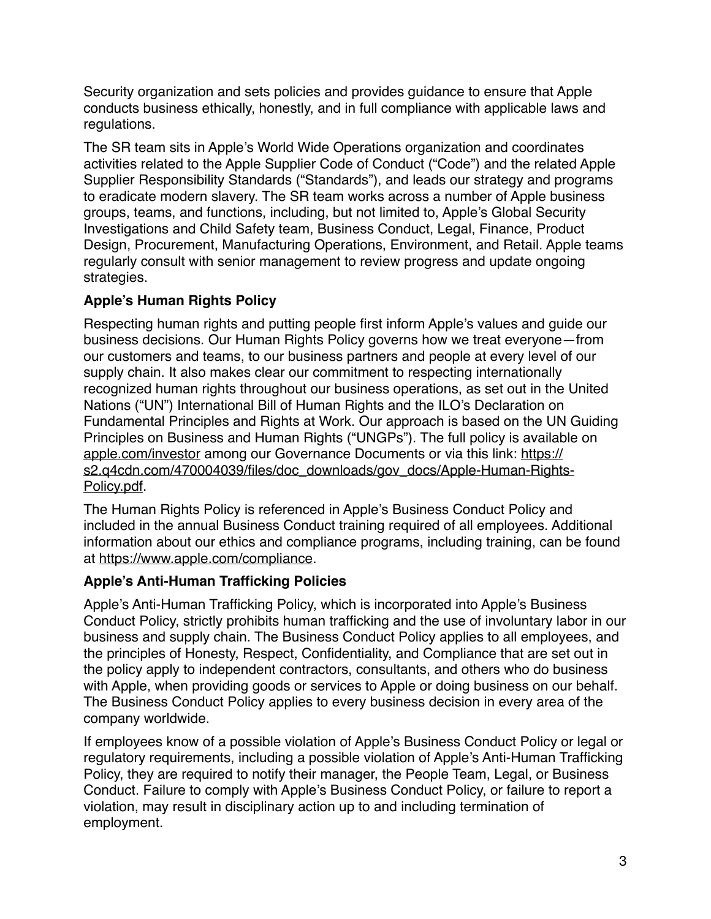Security organization and sets policies and provides guidance to ensure that Apple conducts business ethically, honestly, and in full compliance with applicable laws and regulations.

The SR team sits in Apple's World Wide Operations organization and coordinates activities related to the Apple Supplier Code of Conduct ("Code") and the related Apple Supplier Responsibility Standards ("Standards"), and leads our strategy and programs to eradicate modern slavery. The SR team works across a number of Apple business groups, teams, and functions, including, but not limited to, Apple's Global Security Investigations and Child Safety team, Business Conduct, Legal, Finance, Product Design, Procurement, Manufacturing Operations, Environment, and Retail. Apple teams regularly consult with senior management to review progress and update ongoing strategies.

### Apple's Human Rights Policy

Respecting human rights and putting people first inform Apple's values and guide our business decisions. Our Human Rights Policy governs how we treat everyone—from our customers and teams, to our business partners and people at every level of our supply chain. It also makes clear our commitment to respecting internationally recognized human rights throughout our business operations, as set out in the United Nations ("UN") International Bill of Human Rights and the ILO's Declaration on Fundamental Principles and Rights at Work. Our approach is based on the UN Guiding Principles on Business and Human Rights ("UNGPs"). The full policy is available on apple.com/investor among our Governance Documents or via this link: https://s2.q4cdn.com/470004039/files/doc_downloads/gov_docs/Apple-Human-Rights-Policy.pdf.

The Human Rights Policy is referenced in Apple's Business Conduct Policy and included in the annual Business Conduct training required of all employees. Additional information about our ethics and compliance programs, including training, can be found at https://www.apple.com/compliance.

### Apple's Anti-Human Trafficking Policies

Apple's Anti-Human Trafficking Policy, which is incorporated into Apple's Business Conduct Policy, strictly prohibits human trafficking and the use of involuntary labor in our business and supply chain. The Business Conduct Policy applies to all employees, and the principles of Honesty, Respect, Confidentiality, and Compliance that are set out in the policy apply to independent contractors, consultants, and others who do business with Apple, when providing goods or services to Apple or doing business on our behalf. The Business Conduct Policy applies to every business decision in every area of the company worldwide.

If employees know of a possible violation of Apple's Business Conduct Policy or legal or regulatory requirements, including a possible violation of Apple's Anti-Human Trafficking Policy, they are required to notify their manager, the People Team, Legal, or Business Conduct. Failure to comply with Apple's Business Conduct Policy, or failure to report a violation, may result in disciplinary action up to and including termination of employment.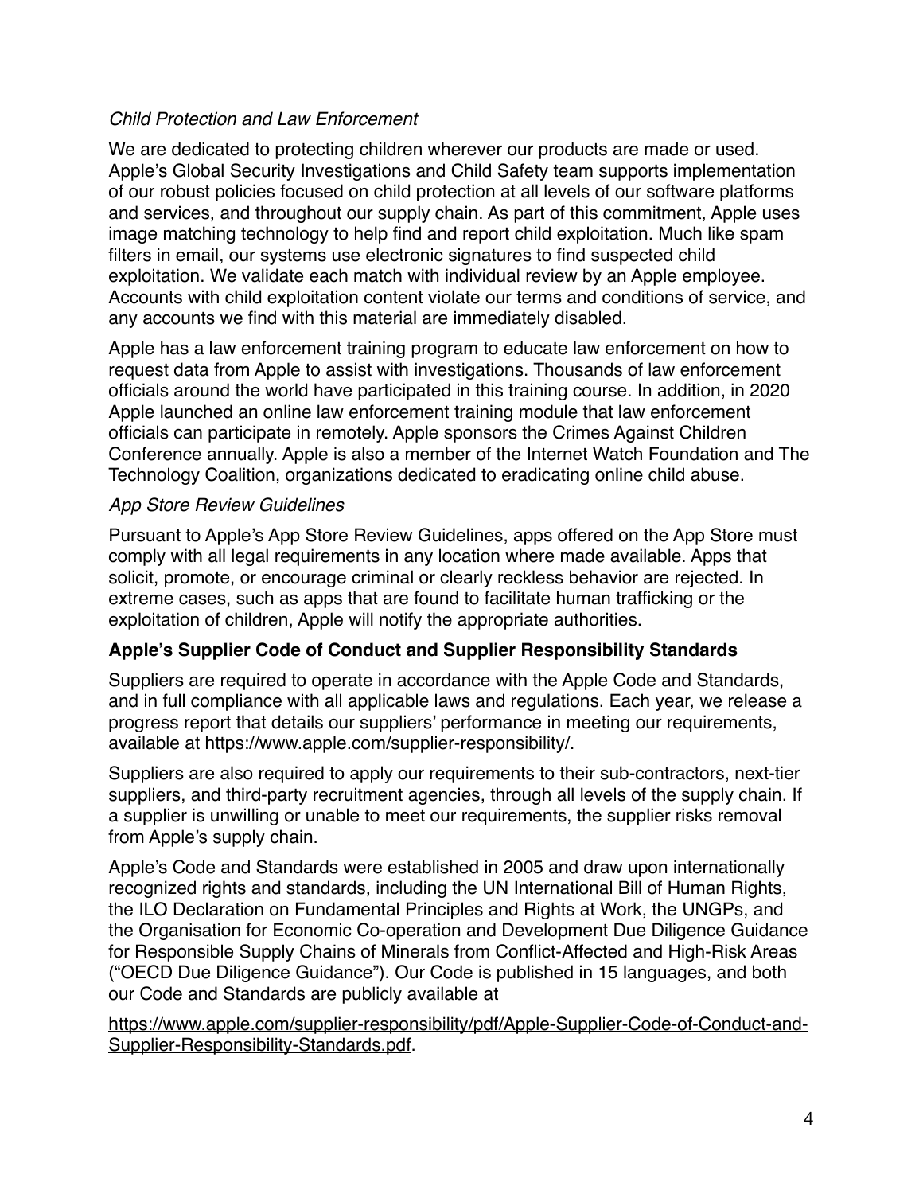*Child Protection and Law Enforcement*

We are dedicated to protecting children wherever our products are made or used. Apple's Global Security Investigations and Child Safety team supports implementation of our robust policies focused on child protection at all levels of our software platforms and services, and throughout our supply chain. As part of this commitment, Apple uses image matching technology to help find and report child exploitation. Much like spam filters in email, our systems use electronic signatures to find suspected child exploitation. We validate each match with individual review by an Apple employee. Accounts with child exploitation content violate our terms and conditions of service, and any accounts we find with this material are immediately disabled.

Apple has a law enforcement training program to educate law enforcement on how to request data from Apple to assist with investigations. Thousands of law enforcement officials around the world have participated in this training course. In addition, in 2020 Apple launched an online law enforcement training module that law enforcement officials can participate in remotely. Apple sponsors the Crimes Against Children Conference annually. Apple is also a member of the Internet Watch Foundation and The Technology Coalition, organizations dedicated to eradicating online child abuse.

*App Store Review Guidelines*

Pursuant to Apple's App Store Review Guidelines, apps offered on the App Store must comply with all legal requirements in any location where made available. Apps that solicit, promote, or encourage criminal or clearly reckless behavior are rejected. In extreme cases, such as apps that are found to facilitate human trafficking or the exploitation of children, Apple will notify the appropriate authorities.

**Apple's Supplier Code of Conduct and Supplier Responsibility Standards**

Suppliers are required to operate in accordance with the Apple Code and Standards, and in full compliance with all applicable laws and regulations. Each year, we release a progress report that details our suppliers' performance in meeting our requirements, available at https://www.apple.com/supplier-responsibility/.

Suppliers are also required to apply our requirements to their sub-contractors, next-tier suppliers, and third-party recruitment agencies, through all levels of the supply chain. If a supplier is unwilling or unable to meet our requirements, the supplier risks removal from Apple's supply chain.

Apple's Code and Standards were established in 2005 and draw upon internationally recognized rights and standards, including the UN International Bill of Human Rights, the ILO Declaration on Fundamental Principles and Rights at Work, the UNGPs, and the Organisation for Economic Co-operation and Development Due Diligence Guidance for Responsible Supply Chains of Minerals from Conflict-Affected and High-Risk Areas ("OECD Due Diligence Guidance"). Our Code is published in 15 languages, and both our Code and Standards are publicly available at

https://www.apple.com/supplier-responsibility/pdf/Apple-Supplier-Code-of-Conduct-and-Supplier-Responsibility-Standards.pdf.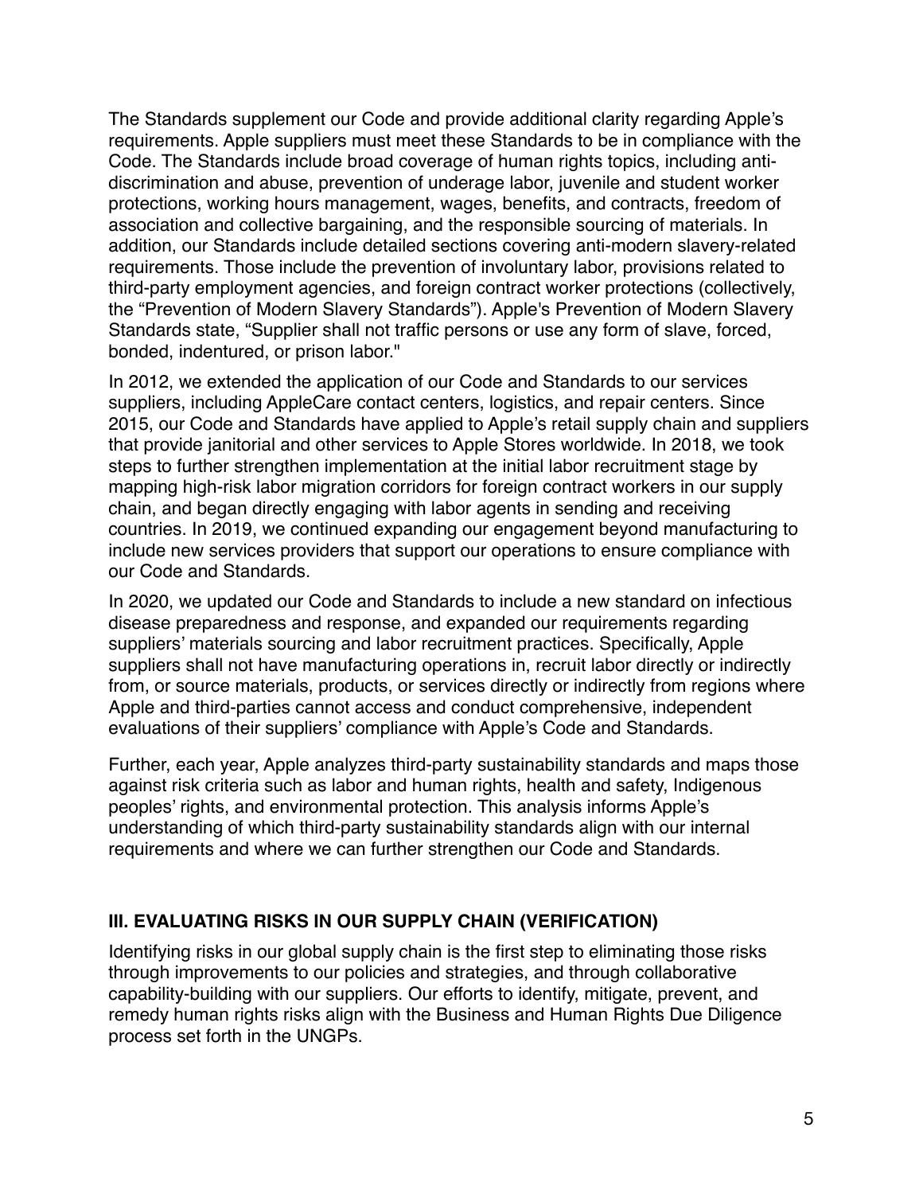The Standards supplement our Code and provide additional clarity regarding Apple's requirements. Apple suppliers must meet these Standards to be in compliance with the Code. The Standards include broad coverage of human rights topics, including anti-discrimination and abuse, prevention of underage labor, juvenile and student worker protections, working hours management, wages, benefits, and contracts, freedom of association and collective bargaining, and the responsible sourcing of materials. In addition, our Standards include detailed sections covering anti-modern slavery-related requirements. Those include the prevention of involuntary labor, provisions related to third-party employment agencies, and foreign contract worker protections (collectively, the "Prevention of Modern Slavery Standards"). Apple's Prevention of Modern Slavery Standards state, "Supplier shall not traffic persons or use any form of slave, forced, bonded, indentured, or prison labor."

In 2012, we extended the application of our Code and Standards to our services suppliers, including AppleCare contact centers, logistics, and repair centers. Since 2015, our Code and Standards have applied to Apple's retail supply chain and suppliers that provide janitorial and other services to Apple Stores worldwide. In 2018, we took steps to further strengthen implementation at the initial labor recruitment stage by mapping high-risk labor migration corridors for foreign contract workers in our supply chain, and began directly engaging with labor agents in sending and receiving countries. In 2019, we continued expanding our engagement beyond manufacturing to include new services providers that support our operations to ensure compliance with our Code and Standards.

In 2020, we updated our Code and Standards to include a new standard on infectious disease preparedness and response, and expanded our requirements regarding suppliers' materials sourcing and labor recruitment practices. Specifically, Apple suppliers shall not have manufacturing operations in, recruit labor directly or indirectly from, or source materials, products, or services directly or indirectly from regions where Apple and third-parties cannot access and conduct comprehensive, independent evaluations of their suppliers' compliance with Apple's Code and Standards.

Further, each year, Apple analyzes third-party sustainability standards and maps those against risk criteria such as labor and human rights, health and safety, Indigenous peoples' rights, and environmental protection. This analysis informs Apple's understanding of which third-party sustainability standards align with our internal requirements and where we can further strengthen our Code and Standards.

## III. EVALUATING RISKS IN OUR SUPPLY CHAIN (VERIFICATION)

Identifying risks in our global supply chain is the first step to eliminating those risks through improvements to our policies and strategies, and through collaborative capability-building with our suppliers. Our efforts to identify, mitigate, prevent, and remedy human rights risks align with the Business and Human Rights Due Diligence process set forth in the UNGPs.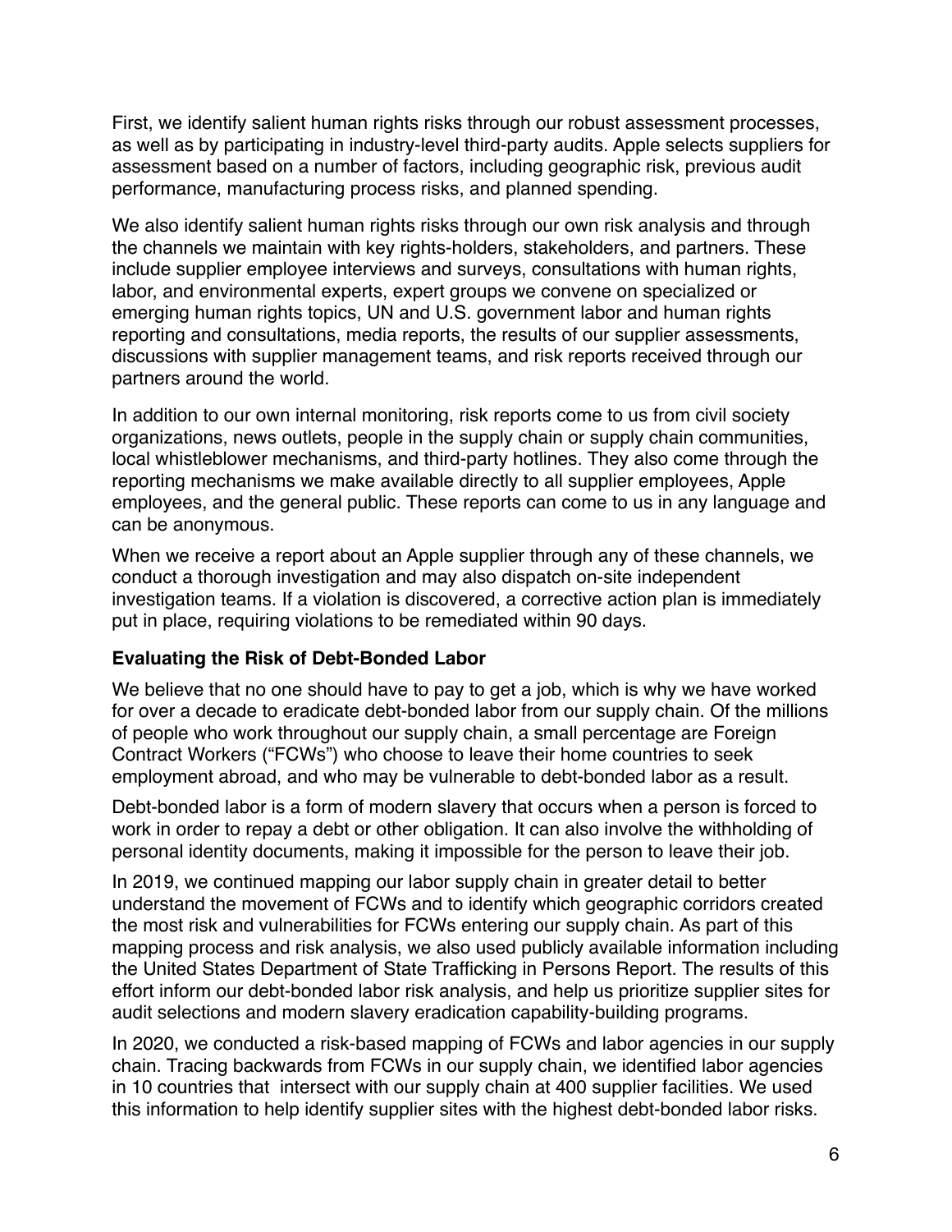First, we identify salient human rights risks through our robust assessment processes, as well as by participating in industry-level third-party audits. Apple selects suppliers for assessment based on a number of factors, including geographic risk, previous audit performance, manufacturing process risks, and planned spending.

We also identify salient human rights risks through our own risk analysis and through the channels we maintain with key rights-holders, stakeholders, and partners. These include supplier employee interviews and surveys, consultations with human rights, labor, and environmental experts, expert groups we convene on specialized or emerging human rights topics, UN and U.S. government labor and human rights reporting and consultations, media reports, the results of our supplier assessments, discussions with supplier management teams, and risk reports received through our partners around the world.

In addition to our own internal monitoring, risk reports come to us from civil society organizations, news outlets, people in the supply chain or supply chain communities, local whistleblower mechanisms, and third-party hotlines. They also come through the reporting mechanisms we make available directly to all supplier employees, Apple employees, and the general public. These reports can come to us in any language and can be anonymous.

When we receive a report about an Apple supplier through any of these channels, we conduct a thorough investigation and may also dispatch on-site independent investigation teams. If a violation is discovered, a corrective action plan is immediately put in place, requiring violations to be remediated within 90 days.

### Evaluating the Risk of Debt-Bonded Labor

We believe that no one should have to pay to get a job, which is why we have worked for over a decade to eradicate debt-bonded labor from our supply chain. Of the millions of people who work throughout our supply chain, a small percentage are Foreign Contract Workers ("FCWs") who choose to leave their home countries to seek employment abroad, and who may be vulnerable to debt-bonded labor as a result.

Debt-bonded labor is a form of modern slavery that occurs when a person is forced to work in order to repay a debt or other obligation. It can also involve the withholding of personal identity documents, making it impossible for the person to leave their job.

In 2019, we continued mapping our labor supply chain in greater detail to better understand the movement of FCWs and to identify which geographic corridors created the most risk and vulnerabilities for FCWs entering our supply chain. As part of this mapping process and risk analysis, we also used publicly available information including the United States Department of State Trafficking in Persons Report. The results of this effort inform our debt-bonded labor risk analysis, and help us prioritize supplier sites for audit selections and modern slavery eradication capability-building programs.

In 2020, we conducted a risk-based mapping of FCWs and labor agencies in our supply chain. Tracing backwards from FCWs in our supply chain, we identified labor agencies in 10 countries that intersect with our supply chain at 400 supplier facilities. We used this information to help identify supplier sites with the highest debt-bonded labor risks.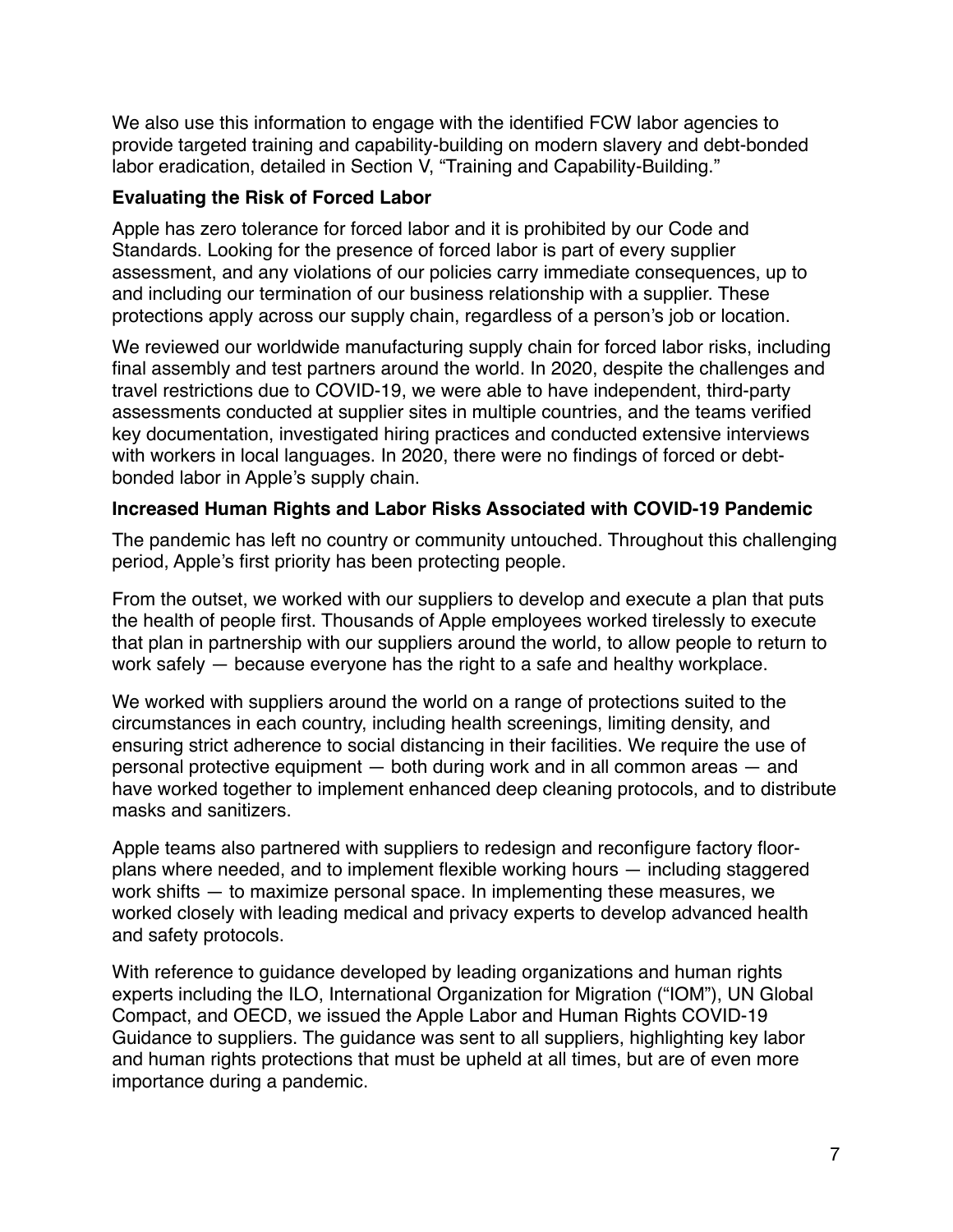We also use this information to engage with the identified FCW labor agencies to provide targeted training and capability-building on modern slavery and debt-bonded labor eradication, detailed in Section V, “Training and Capability-Building.”

### Evaluating the Risk of Forced Labor

Apple has zero tolerance for forced labor and it is prohibited by our Code and Standards. Looking for the presence of forced labor is part of every supplier assessment, and any violations of our policies carry immediate consequences, up to and including our termination of our business relationship with a supplier. These protections apply across our supply chain, regardless of a person’s job or location.

We reviewed our worldwide manufacturing supply chain for forced labor risks, including final assembly and test partners around the world. In 2020, despite the challenges and travel restrictions due to COVID-19, we were able to have independent, third-party assessments conducted at supplier sites in multiple countries, and the teams verified key documentation, investigated hiring practices and conducted extensive interviews with workers in local languages. In 2020, there were no findings of forced or debt-bonded labor in Apple’s supply chain.

### Increased Human Rights and Labor Risks Associated with COVID-19 Pandemic

The pandemic has left no country or community untouched. Throughout this challenging period, Apple’s first priority has been protecting people.

From the outset, we worked with our suppliers to develop and execute a plan that puts the health of people first. Thousands of Apple employees worked tirelessly to execute that plan in partnership with our suppliers around the world, to allow people to return to work safely — because everyone has the right to a safe and healthy workplace.

We worked with suppliers around the world on a range of protections suited to the circumstances in each country, including health screenings, limiting density, and ensuring strict adherence to social distancing in their facilities. We require the use of personal protective equipment — both during work and in all common areas — and have worked together to implement enhanced deep cleaning protocols, and to distribute masks and sanitizers.

Apple teams also partnered with suppliers to redesign and reconfigure factory floor-plans where needed, and to implement flexible working hours — including staggered work shifts — to maximize personal space. In implementing these measures, we worked closely with leading medical and privacy experts to develop advanced health and safety protocols.

With reference to guidance developed by leading organizations and human rights experts including the ILO, International Organization for Migration (“IOM”), UN Global Compact, and OECD, we issued the Apple Labor and Human Rights COVID-19 Guidance to suppliers. The guidance was sent to all suppliers, highlighting key labor and human rights protections that must be upheld at all times, but are of even more importance during a pandemic.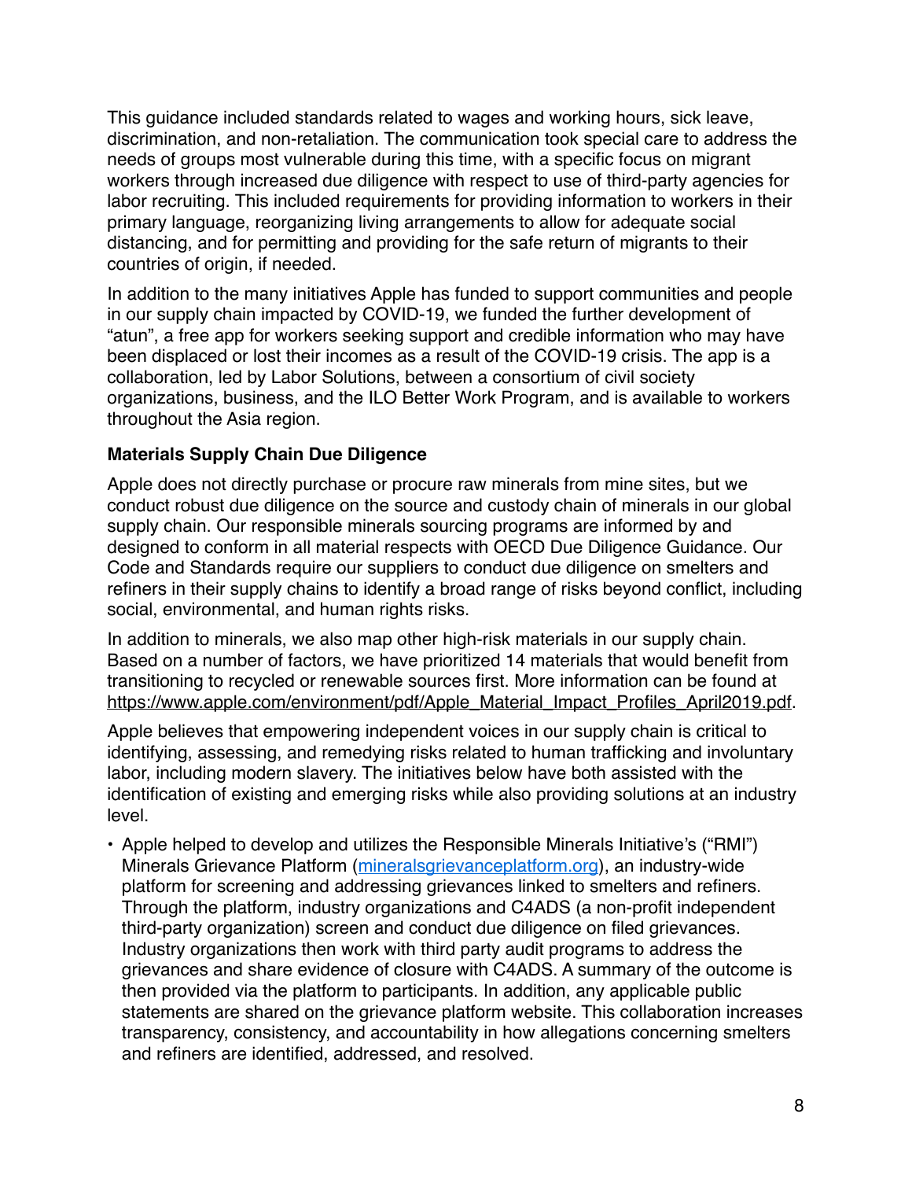This guidance included standards related to wages and working hours, sick leave, discrimination, and non-retaliation. The communication took special care to address the needs of groups most vulnerable during this time, with a specific focus on migrant workers through increased due diligence with respect to use of third-party agencies for labor recruiting. This included requirements for providing information to workers in their primary language, reorganizing living arrangements to allow for adequate social distancing, and for permitting and providing for the safe return of migrants to their countries of origin, if needed.

In addition to the many initiatives Apple has funded to support communities and people in our supply chain impacted by COVID-19, we funded the further development of "atun", a free app for workers seeking support and credible information who may have been displaced or lost their incomes as a result of the COVID-19 crisis. The app is a collaboration, led by Labor Solutions, between a consortium of civil society organizations, business, and the ILO Better Work Program, and is available to workers throughout the Asia region.

**Materials Supply Chain Due Diligence**

Apple does not directly purchase or procure raw minerals from mine sites, but we conduct robust due diligence on the source and custody chain of minerals in our global supply chain. Our responsible minerals sourcing programs are informed by and designed to conform in all material respects with OECD Due Diligence Guidance. Our Code and Standards require our suppliers to conduct due diligence on smelters and refiners in their supply chains to identify a broad range of risks beyond conflict, including social, environmental, and human rights risks.

In addition to minerals, we also map other high-risk materials in our supply chain. Based on a number of factors, we have prioritized 14 materials that would benefit from transitioning to recycled or renewable sources first. More information can be found at https://www.apple.com/environment/pdf/Apple_Material_Impact_Profiles_April2019.pdf.

Apple believes that empowering independent voices in our supply chain is critical to identifying, assessing, and remedying risks related to human trafficking and involuntary labor, including modern slavery. The initiatives below have both assisted with the identification of existing and emerging risks while also providing solutions at an industry level.

- Apple helped to develop and utilizes the Responsible Minerals Initiative's ("RMI") Minerals Grievance Platform (mineralsgrievanceplatform.org), an industry-wide platform for screening and addressing grievances linked to smelters and refiners. Through the platform, industry organizations and C4ADS (a non-profit independent third-party organization) screen and conduct due diligence on filed grievances. Industry organizations then work with third party audit programs to address the grievances and share evidence of closure with C4ADS. A summary of the outcome is then provided via the platform to participants. In addition, any applicable public statements are shared on the grievance platform website. This collaboration increases transparency, consistency, and accountability in how allegations concerning smelters and refiners are identified, addressed, and resolved.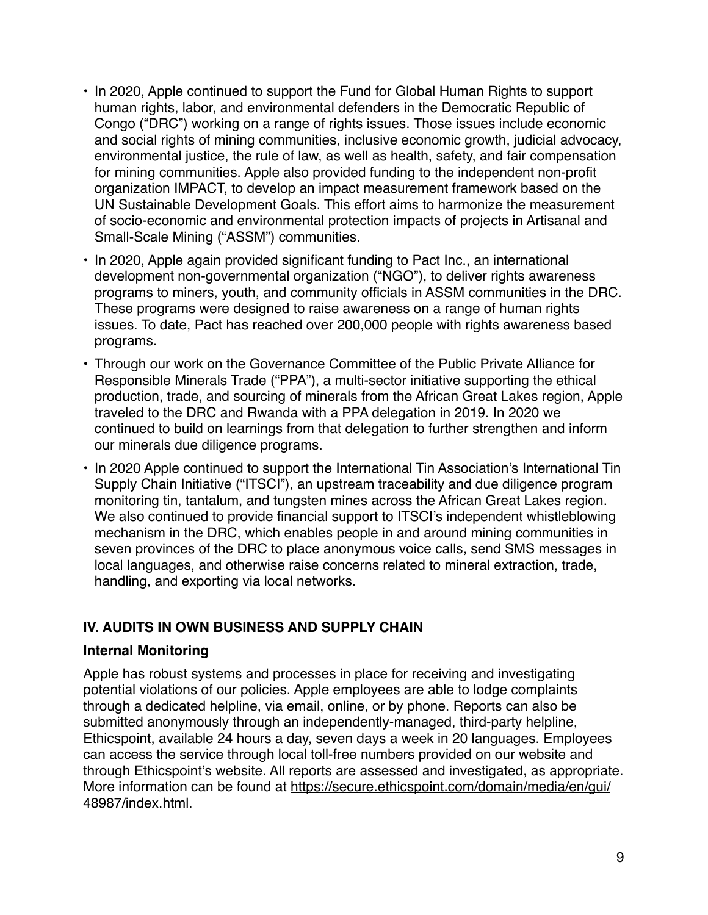- In 2020, Apple continued to support the Fund for Global Human Rights to support human rights, labor, and environmental defenders in the Democratic Republic of Congo ("DRC") working on a range of rights issues. Those issues include economic and social rights of mining communities, inclusive economic growth, judicial advocacy, environmental justice, the rule of law, as well as health, safety, and fair compensation for mining communities. Apple also provided funding to the independent non-profit organization IMPACT, to develop an impact measurement framework based on the UN Sustainable Development Goals. This effort aims to harmonize the measurement of socio-economic and environmental protection impacts of projects in Artisanal and Small-Scale Mining ("ASSM") communities.
- In 2020, Apple again provided significant funding to Pact Inc., an international development non-governmental organization ("NGO"), to deliver rights awareness programs to miners, youth, and community officials in ASSM communities in the DRC. These programs were designed to raise awareness on a range of human rights issues. To date, Pact has reached over 200,000 people with rights awareness based programs.
- Through our work on the Governance Committee of the Public Private Alliance for Responsible Minerals Trade ("PPA"), a multi-sector initiative supporting the ethical production, trade, and sourcing of minerals from the African Great Lakes region, Apple traveled to the DRC and Rwanda with a PPA delegation in 2019. In 2020 we continued to build on learnings from that delegation to further strengthen and inform our minerals due diligence programs.
- In 2020 Apple continued to support the International Tin Association's International Tin Supply Chain Initiative ("ITSCI"), an upstream traceability and due diligence program monitoring tin, tantalum, and tungsten mines across the African Great Lakes region. We also continued to provide financial support to ITSCI's independent whistleblowing mechanism in the DRC, which enables people in and around mining communities in seven provinces of the DRC to place anonymous voice calls, send SMS messages in local languages, and otherwise raise concerns related to mineral extraction, trade, handling, and exporting via local networks.

## IV. AUDITS IN OWN BUSINESS AND SUPPLY CHAIN

### Internal Monitoring

Apple has robust systems and processes in place for receiving and investigating potential violations of our policies. Apple employees are able to lodge complaints through a dedicated helpline, via email, online, or by phone. Reports can also be submitted anonymously through an independently-managed, third-party helpline, Ethicspoint, available 24 hours a day, seven days a week in 20 languages. Employees can access the service through local toll-free numbers provided on our website and through Ethicspoint's website. All reports are assessed and investigated, as appropriate. More information can be found at https://secure.ethicspoint.com/domain/media/en/gui/48987/index.html.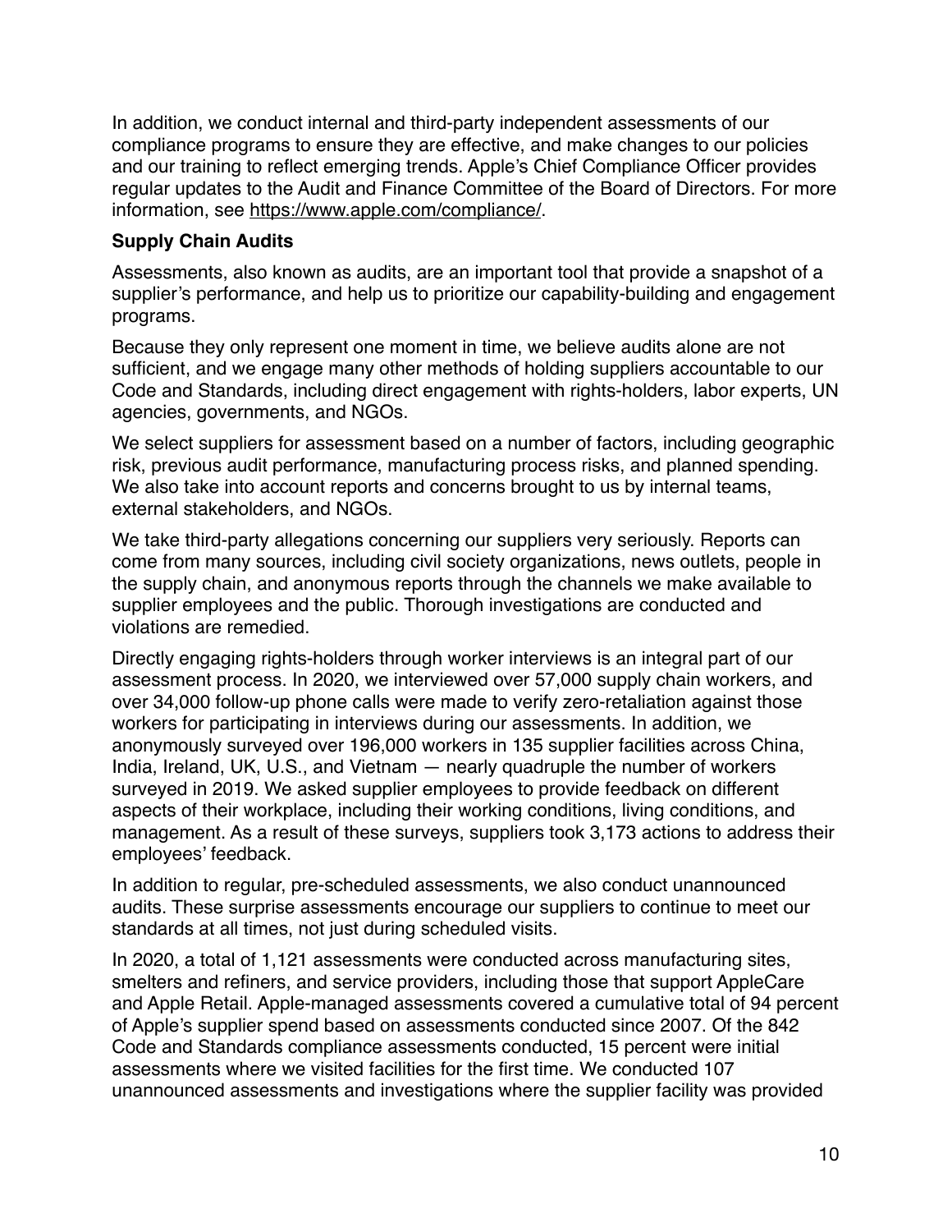In addition, we conduct internal and third-party independent assessments of our compliance programs to ensure they are effective, and make changes to our policies and our training to reflect emerging trends. Apple's Chief Compliance Officer provides regular updates to the Audit and Finance Committee of the Board of Directors. For more information, see https://www.apple.com/compliance/.

**Supply Chain Audits**

Assessments, also known as audits, are an important tool that provide a snapshot of a supplier's performance, and help us to prioritize our capability-building and engagement programs.

Because they only represent one moment in time, we believe audits alone are not sufficient, and we engage many other methods of holding suppliers accountable to our Code and Standards, including direct engagement with rights-holders, labor experts, UN agencies, governments, and NGOs.

We select suppliers for assessment based on a number of factors, including geographic risk, previous audit performance, manufacturing process risks, and planned spending. We also take into account reports and concerns brought to us by internal teams, external stakeholders, and NGOs.

We take third-party allegations concerning our suppliers very seriously. Reports can come from many sources, including civil society organizations, news outlets, people in the supply chain, and anonymous reports through the channels we make available to supplier employees and the public. Thorough investigations are conducted and violations are remedied.

Directly engaging rights-holders through worker interviews is an integral part of our assessment process. In 2020, we interviewed over 57,000 supply chain workers, and over 34,000 follow-up phone calls were made to verify zero-retaliation against those workers for participating in interviews during our assessments. In addition, we anonymously surveyed over 196,000 workers in 135 supplier facilities across China, India, Ireland, UK, U.S., and Vietnam — nearly quadruple the number of workers surveyed in 2019. We asked supplier employees to provide feedback on different aspects of their workplace, including their working conditions, living conditions, and management. As a result of these surveys, suppliers took 3,173 actions to address their employees' feedback.

In addition to regular, pre-scheduled assessments, we also conduct unannounced audits. These surprise assessments encourage our suppliers to continue to meet our standards at all times, not just during scheduled visits.

In 2020, a total of 1,121 assessments were conducted across manufacturing sites, smelters and refiners, and service providers, including those that support AppleCare and Apple Retail. Apple-managed assessments covered a cumulative total of 94 percent of Apple's supplier spend based on assessments conducted since 2007. Of the 842 Code and Standards compliance assessments conducted, 15 percent were initial assessments where we visited facilities for the first time. We conducted 107 unannounced assessments and investigations where the supplier facility was provided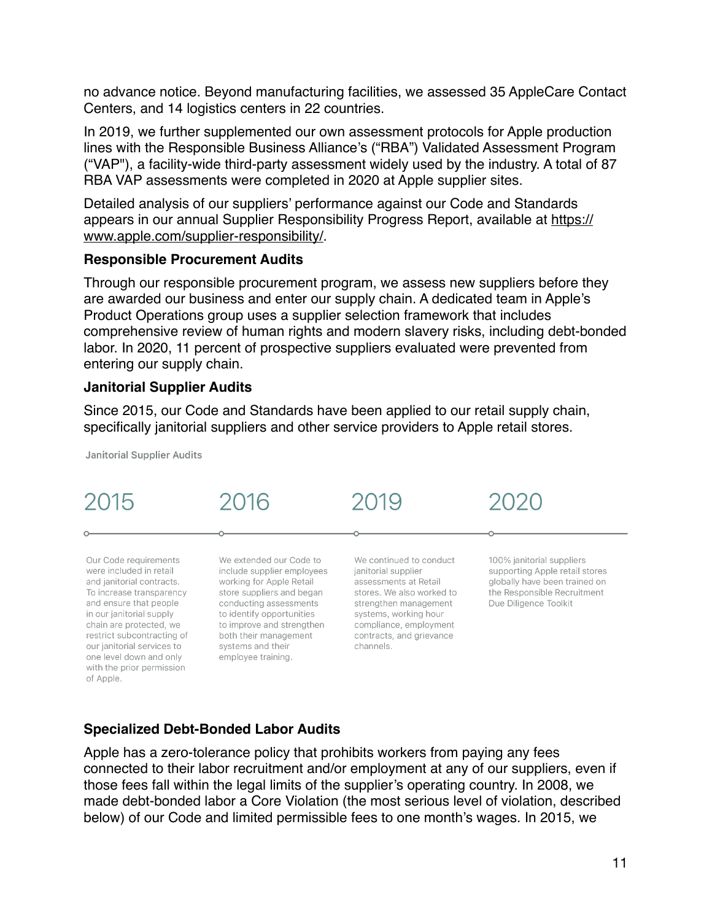no advance notice. Beyond manufacturing facilities, we assessed 35 AppleCare Contact Centers, and 14 logistics centers in 22 countries.

In 2019, we further supplemented our own assessment protocols for Apple production lines with the Responsible Business Alliance's ("RBA") Validated Assessment Program ("VAP"), a facility-wide third-party assessment widely used by the industry. A total of 87 RBA VAP assessments were completed in 2020 at Apple supplier sites.

Detailed analysis of our suppliers' performance against our Code and Standards appears in our annual Supplier Responsibility Progress Report, available at https://www.apple.com/supplier-responsibility/.

### Responsible Procurement Audits

Through our responsible procurement program, we assess new suppliers before they are awarded our business and enter our supply chain. A dedicated team in Apple's Product Operations group uses a supplier selection framework that includes comprehensive review of human rights and modern slavery risks, including debt-bonded labor. In 2020, 11 percent of prospective suppliers evaluated were prevented from entering our supply chain.

### Janitorial Supplier Audits

Since 2015, our Code and Standards have been applied to our retail supply chain, specifically janitorial suppliers and other service providers to Apple retail stores.

Janitorial Supplier Audits

| 2015 | 2016 | 2019 | 2020 |
|---|---|---|---|
| Our Code requirements were included in retail and janitorial contracts. To increase transparency and ensure that people in our janitorial supply chain are protected, we restrict subcontracting of our janitorial services to one level down and only with the prior permission of Apple. | We extended our Code to include supplier employees working for Apple Retail store suppliers and began conducting assessments to identify opportunities to improve and strengthen both their management systems and their employee training. | We continued to conduct janitorial supplier assessments at Retail stores. We also worked to strengthen management systems, working hour compliance, employment contracts, and grievance channels. | 100% janitorial suppliers supporting Apple retail stores globally have been trained on the Responsible Recruitment Due Diligence Toolkit |

### Specialized Debt-Bonded Labor Audits

Apple has a zero-tolerance policy that prohibits workers from paying any fees connected to their labor recruitment and/or employment at any of our suppliers, even if those fees fall within the legal limits of the supplier's operating country. In 2008, we made debt-bonded labor a Core Violation (the most serious level of violation, described below) of our Code and limited permissible fees to one month's wages. In 2015, we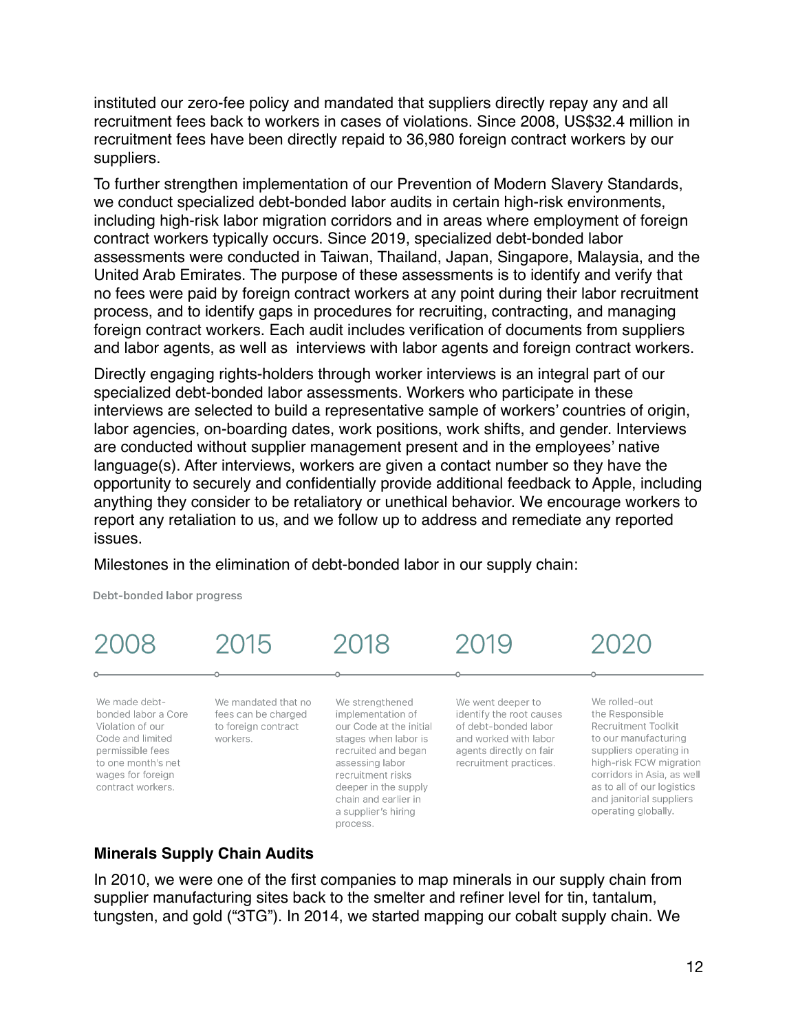instituted our zero-fee policy and mandated that suppliers directly repay any and all recruitment fees back to workers in cases of violations. Since 2008, US$32.4 million in recruitment fees have been directly repaid to 36,980 foreign contract workers by our suppliers.

To further strengthen implementation of our Prevention of Modern Slavery Standards, we conduct specialized debt-bonded labor audits in certain high-risk environments, including high-risk labor migration corridors and in areas where employment of foreign contract workers typically occurs. Since 2019, specialized debt-bonded labor assessments were conducted in Taiwan, Thailand, Japan, Singapore, Malaysia, and the United Arab Emirates. The purpose of these assessments is to identify and verify that no fees were paid by foreign contract workers at any point during their labor recruitment process, and to identify gaps in procedures for recruiting, contracting, and managing foreign contract workers. Each audit includes verification of documents from suppliers and labor agents, as well as interviews with labor agents and foreign contract workers.

Directly engaging rights-holders through worker interviews is an integral part of our specialized debt-bonded labor assessments. Workers who participate in these interviews are selected to build a representative sample of workers' countries of origin, labor agencies, on-boarding dates, work positions, work shifts, and gender. Interviews are conducted without supplier management present and in the employees' native language(s). After interviews, workers are given a contact number so they have the opportunity to securely and confidentially provide additional feedback to Apple, including anything they consider to be retaliatory or unethical behavior. We encourage workers to report any retaliation to us, and we follow up to address and remediate any reported issues.

Milestones in the elimination of debt-bonded labor in our supply chain:

**Debt-bonded labor progress**

| 2008 | 2015 | 2018 | 2019 | 2020 |
| --- | --- | --- | --- | --- |
| We made debt-bonded labor a Core Violation of our Code and limited permissible fees to one month's net wages for foreign contract workers. | We mandated that no fees can be charged to foreign contract workers. | We strengthened implementation of our Code at the initial stages when labor is recruited and began assessing labor recruitment risks deeper in the supply chain and earlier in a supplier's hiring process. | We went deeper to identify the root causes of debt-bonded labor and worked with labor agents directly on fair recruitment practices. | We rolled-out the Responsible Recruitment Toolkit to our manufacturing suppliers operating in high-risk FCW migration corridors in Asia, as well as to all of our logistics and janitorial suppliers operating globally. |

## Minerals Supply Chain Audits

In 2010, we were one of the first companies to map minerals in our supply chain from supplier manufacturing sites back to the smelter and refiner level for tin, tantalum, tungsten, and gold ("3TG"). In 2014, we started mapping our cobalt supply chain. We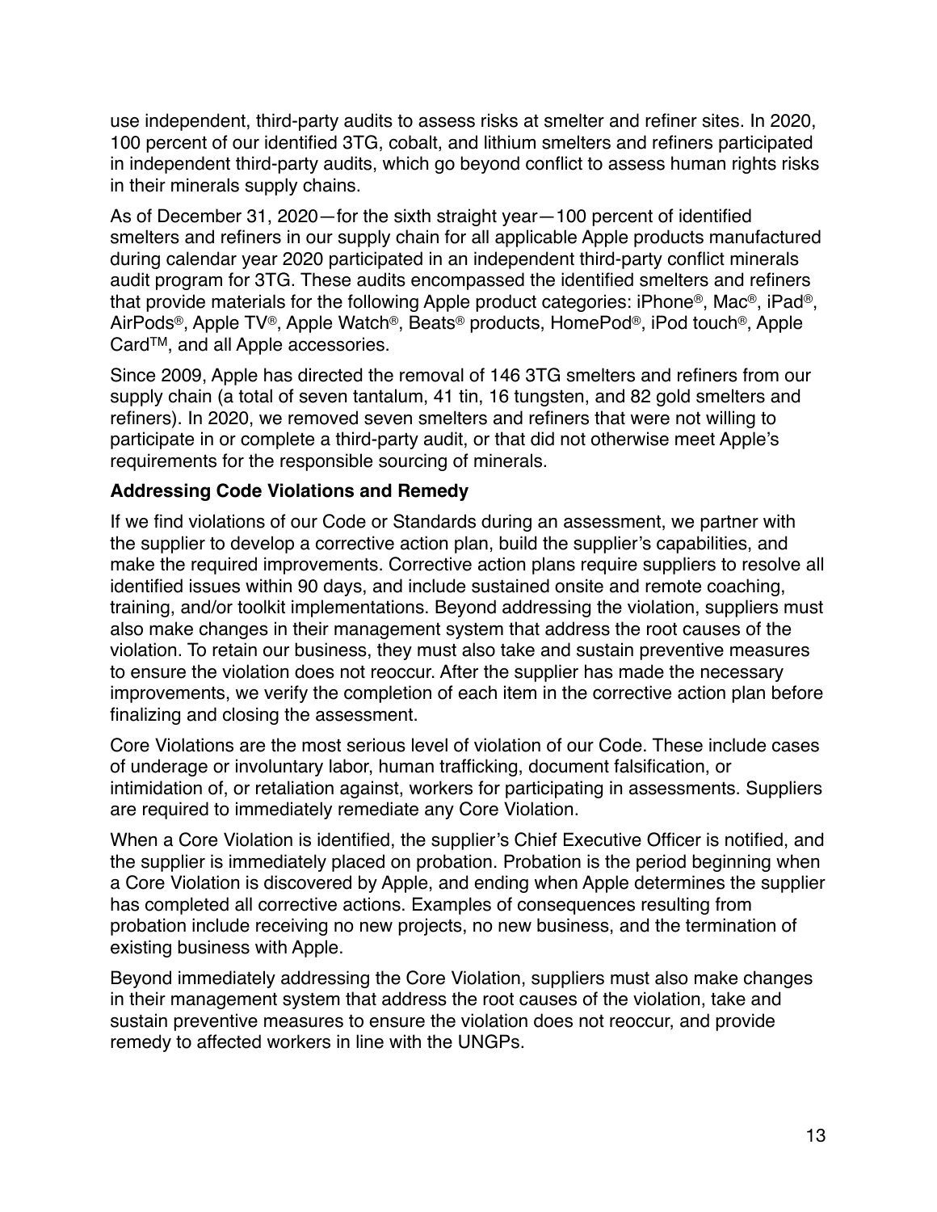use independent, third-party audits to assess risks at smelter and refiner sites. In 2020, 100 percent of our identified 3TG, cobalt, and lithium smelters and refiners participated in independent third-party audits, which go beyond conflict to assess human rights risks in their minerals supply chains.

As of December 31, 2020—for the sixth straight year—100 percent of identified smelters and refiners in our supply chain for all applicable Apple products manufactured during calendar year 2020 participated in an independent third-party conflict minerals audit program for 3TG. These audits encompassed the identified smelters and refiners that provide materials for the following Apple product categories: iPhone®, Mac®, iPad®, AirPods®, Apple TV®, Apple Watch®, Beats® products, HomePod®, iPod touch®, Apple Card™, and all Apple accessories.

Since 2009, Apple has directed the removal of 146 3TG smelters and refiners from our supply chain (a total of seven tantalum, 41 tin, 16 tungsten, and 82 gold smelters and refiners). In 2020, we removed seven smelters and refiners that were not willing to participate in or complete a third-party audit, or that did not otherwise meet Apple's requirements for the responsible sourcing of minerals.

**Addressing Code Violations and Remedy**

If we find violations of our Code or Standards during an assessment, we partner with the supplier to develop a corrective action plan, build the supplier's capabilities, and make the required improvements. Corrective action plans require suppliers to resolve all identified issues within 90 days, and include sustained onsite and remote coaching, training, and/or toolkit implementations. Beyond addressing the violation, suppliers must also make changes in their management system that address the root causes of the violation. To retain our business, they must also take and sustain preventive measures to ensure the violation does not reoccur. After the supplier has made the necessary improvements, we verify the completion of each item in the corrective action plan before finalizing and closing the assessment.

Core Violations are the most serious level of violation of our Code. These include cases of underage or involuntary labor, human trafficking, document falsification, or intimidation of, or retaliation against, workers for participating in assessments. Suppliers are required to immediately remediate any Core Violation.

When a Core Violation is identified, the supplier's Chief Executive Officer is notified, and the supplier is immediately placed on probation. Probation is the period beginning when a Core Violation is discovered by Apple, and ending when Apple determines the supplier has completed all corrective actions. Examples of consequences resulting from probation include receiving no new projects, no new business, and the termination of existing business with Apple.

Beyond immediately addressing the Core Violation, suppliers must also make changes in their management system that address the root causes of the violation, take and sustain preventive measures to ensure the violation does not reoccur, and provide remedy to affected workers in line with the UNGPs.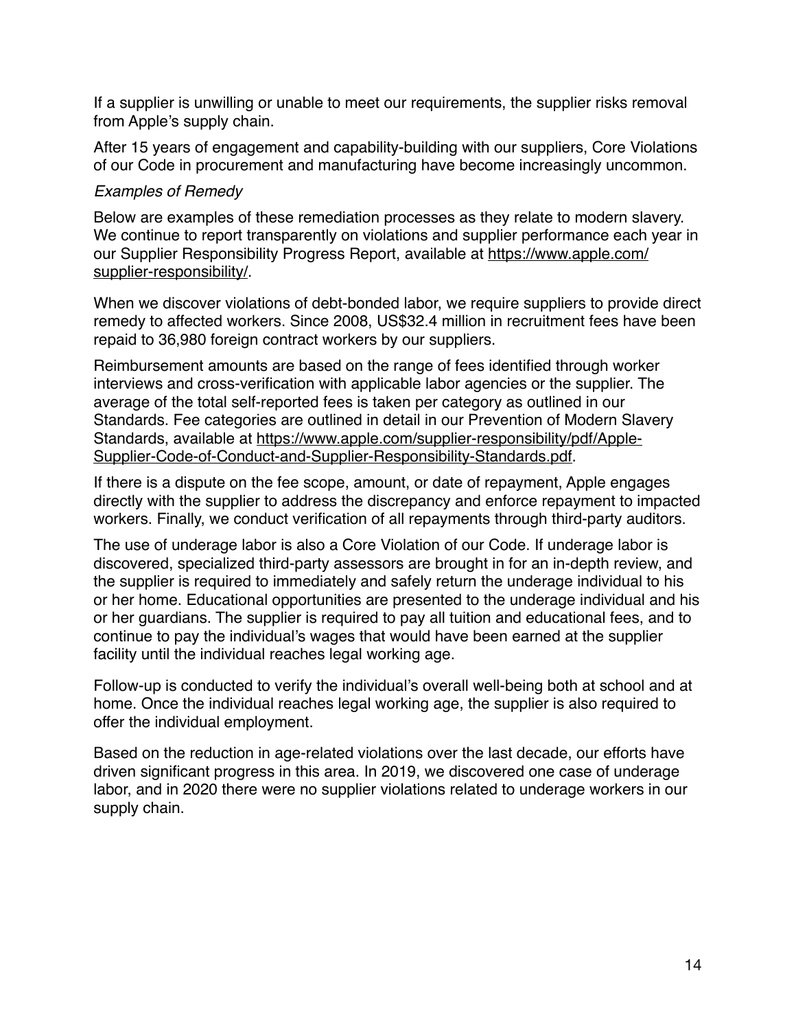If a supplier is unwilling or unable to meet our requirements, the supplier risks removal from Apple's supply chain.

After 15 years of engagement and capability-building with our suppliers, Core Violations of our Code in procurement and manufacturing have become increasingly uncommon.

*Examples of Remedy*

Below are examples of these remediation processes as they relate to modern slavery. We continue to report transparently on violations and supplier performance each year in our Supplier Responsibility Progress Report, available at [https://www.apple.com/supplier-responsibility/](https://www.apple.com/supplier-responsibility/).

When we discover violations of debt-bonded labor, we require suppliers to provide direct remedy to affected workers. Since 2008, US$32.4 million in recruitment fees have been repaid to 36,980 foreign contract workers by our suppliers.

Reimbursement amounts are based on the range of fees identified through worker interviews and cross-verification with applicable labor agencies or the supplier. The average of the total self-reported fees is taken per category as outlined in our Standards. Fee categories are outlined in detail in our Prevention of Modern Slavery Standards, available at [https://www.apple.com/supplier-responsibility/pdf/Apple-Supplier-Code-of-Conduct-and-Supplier-Responsibility-Standards.pdf](https://www.apple.com/supplier-responsibility/pdf/Apple-Supplier-Code-of-Conduct-and-Supplier-Responsibility-Standards.pdf).

If there is a dispute on the fee scope, amount, or date of repayment, Apple engages directly with the supplier to address the discrepancy and enforce repayment to impacted workers. Finally, we conduct verification of all repayments through third-party auditors.

The use of underage labor is also a Core Violation of our Code. If underage labor is discovered, specialized third-party assessors are brought in for an in-depth review, and the supplier is required to immediately and safely return the underage individual to his or her home. Educational opportunities are presented to the underage individual and his or her guardians. The supplier is required to pay all tuition and educational fees, and to continue to pay the individual's wages that would have been earned at the supplier facility until the individual reaches legal working age.

Follow-up is conducted to verify the individual's overall well-being both at school and at home. Once the individual reaches legal working age, the supplier is also required to offer the individual employment.

Based on the reduction in age-related violations over the last decade, our efforts have driven significant progress in this area. In 2019, we discovered one case of underage labor, and in 2020 there were no supplier violations related to underage workers in our supply chain.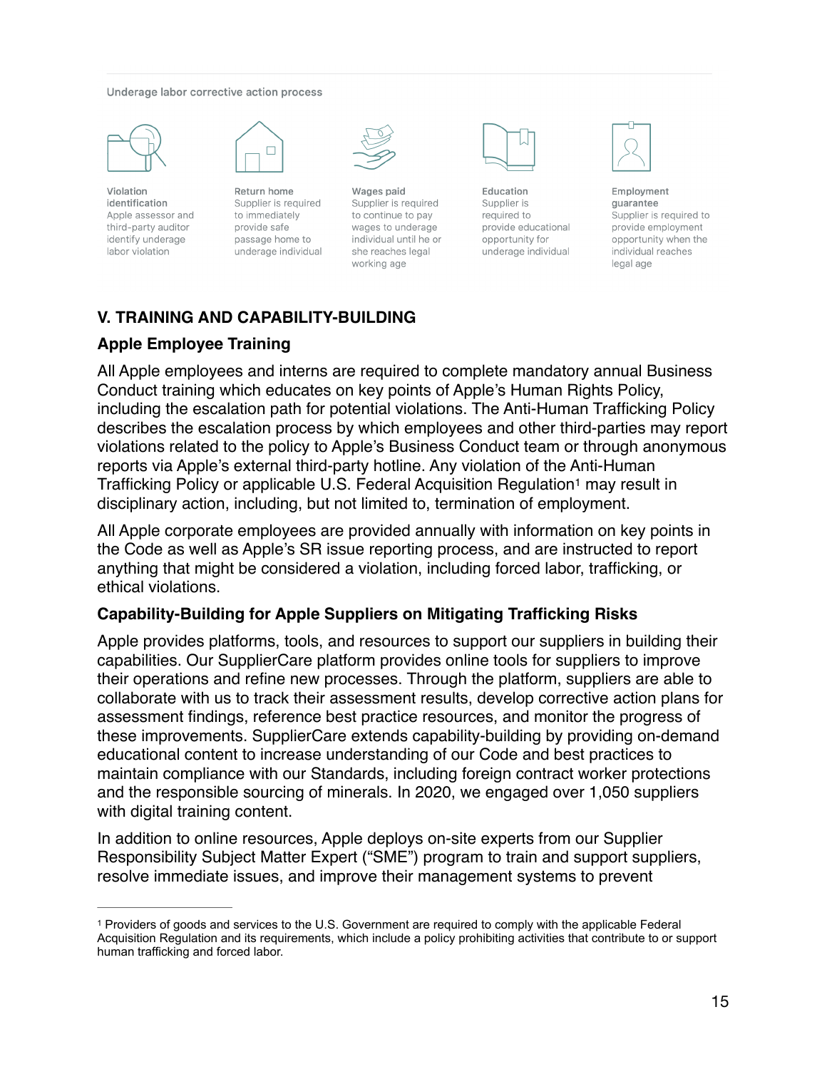Underage labor corrective action process

**Violation identification**
Apple assessor and third-party auditor identify underage labor violation

**Return home**
Supplier is required to immediately provide safe passage home to underage individual

**Wages paid**
Supplier is required to continue to pay wages to underage individual until he or she reaches legal working age

**Education**
Supplier is required to provide educational opportunity for underage individual

**Employment guarantee**
Supplier is required to provide employment opportunity when the individual reaches legal age

## V. TRAINING AND CAPABILITY-BUILDING

### Apple Employee Training

All Apple employees and interns are required to complete mandatory annual Business Conduct training which educates on key points of Apple's Human Rights Policy, including the escalation path for potential violations. The Anti-Human Trafficking Policy describes the escalation process by which employees and other third-parties may report violations related to the policy to Apple's Business Conduct team or through anonymous reports via Apple's external third-party hotline. Any violation of the Anti-Human Trafficking Policy or applicable U.S. Federal Acquisition Regulation[1] may result in disciplinary action, including, but not limited to, termination of employment.

All Apple corporate employees are provided annually with information on key points in the Code as well as Apple's SR issue reporting process, and are instructed to report anything that might be considered a violation, including forced labor, trafficking, or ethical violations.

### Capability-Building for Apple Suppliers on Mitigating Trafficking Risks

Apple provides platforms, tools, and resources to support our suppliers in building their capabilities. Our SupplierCare platform provides online tools for suppliers to improve their operations and refine new processes. Through the platform, suppliers are able to collaborate with us to track their assessment results, develop corrective action plans for assessment findings, reference best practice resources, and monitor the progress of these improvements. SupplierCare extends capability-building by providing on-demand educational content to increase understanding of our Code and best practices to maintain compliance with our Standards, including foreign contract worker protections and the responsible sourcing of minerals. In 2020, we engaged over 1,050 suppliers with digital training content.

In addition to online resources, Apple deploys on-site experts from our Supplier Responsibility Subject Matter Expert ("SME") program to train and support suppliers, resolve immediate issues, and improve their management systems to prevent

---

[1] Providers of goods and services to the U.S. Government are required to comply with the applicable Federal Acquisition Regulation and its requirements, which include a policy prohibiting activities that contribute to or support human trafficking and forced labor.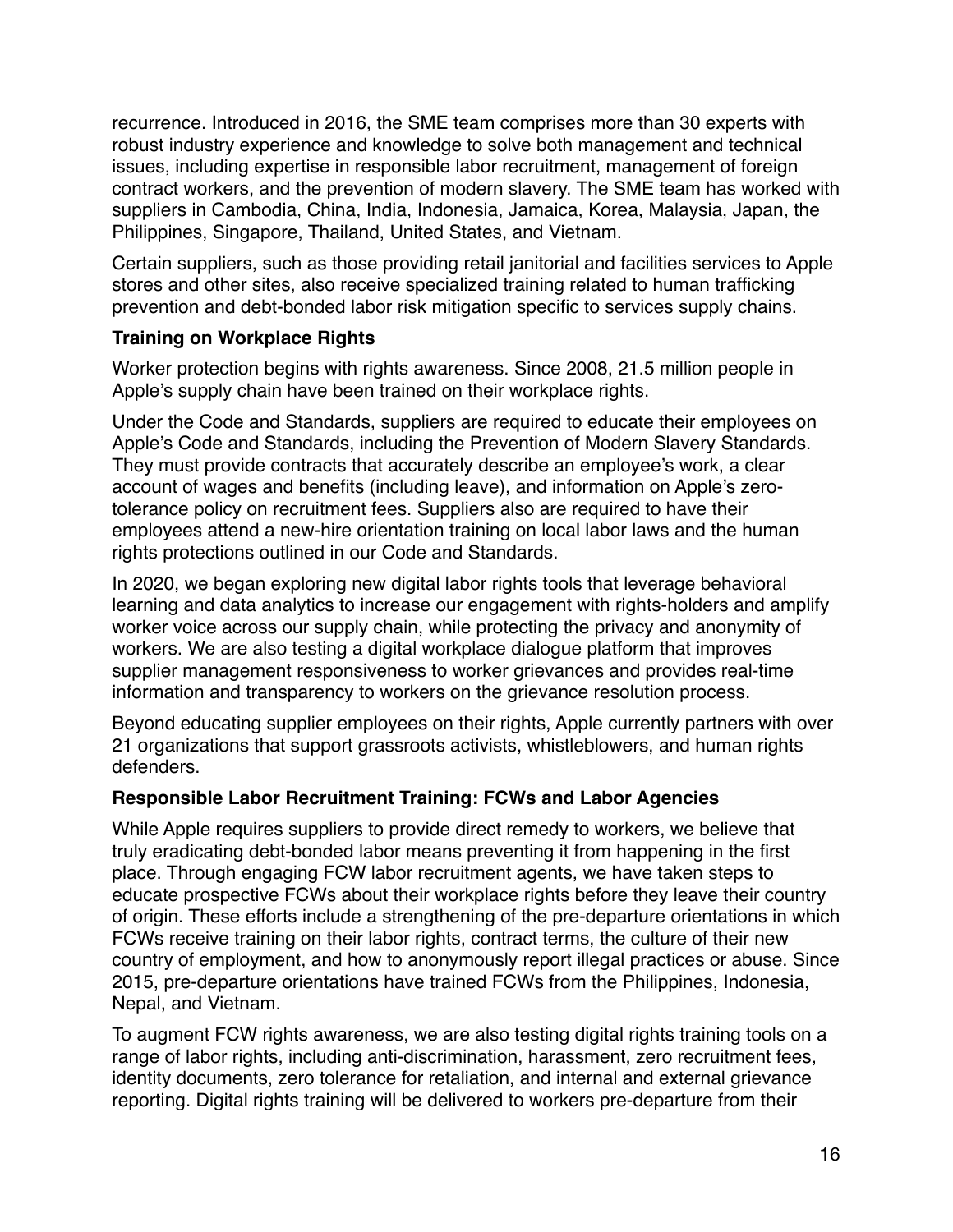recurrence. Introduced in 2016, the SME team comprises more than 30 experts with robust industry experience and knowledge to solve both management and technical issues, including expertise in responsible labor recruitment, management of foreign contract workers, and the prevention of modern slavery. The SME team has worked with suppliers in Cambodia, China, India, Indonesia, Jamaica, Korea, Malaysia, Japan, the Philippines, Singapore, Thailand, United States, and Vietnam.

Certain suppliers, such as those providing retail janitorial and facilities services to Apple stores and other sites, also receive specialized training related to human trafficking prevention and debt-bonded labor risk mitigation specific to services supply chains.

**Training on Workplace Rights**

Worker protection begins with rights awareness. Since 2008, 21.5 million people in Apple's supply chain have been trained on their workplace rights.

Under the Code and Standards, suppliers are required to educate their employees on Apple's Code and Standards, including the Prevention of Modern Slavery Standards. They must provide contracts that accurately describe an employee's work, a clear account of wages and benefits (including leave), and information on Apple's zero-tolerance policy on recruitment fees. Suppliers also are required to have their employees attend a new-hire orientation training on local labor laws and the human rights protections outlined in our Code and Standards.

In 2020, we began exploring new digital labor rights tools that leverage behavioral learning and data analytics to increase our engagement with rights-holders and amplify worker voice across our supply chain, while protecting the privacy and anonymity of workers. We are also testing a digital workplace dialogue platform that improves supplier management responsiveness to worker grievances and provides real-time information and transparency to workers on the grievance resolution process.

Beyond educating supplier employees on their rights, Apple currently partners with over 21 organizations that support grassroots activists, whistleblowers, and human rights defenders.

**Responsible Labor Recruitment Training: FCWs and Labor Agencies**

While Apple requires suppliers to provide direct remedy to workers, we believe that truly eradicating debt-bonded labor means preventing it from happening in the first place. Through engaging FCW labor recruitment agents, we have taken steps to educate prospective FCWs about their workplace rights before they leave their country of origin. These efforts include a strengthening of the pre-departure orientations in which FCWs receive training on their labor rights, contract terms, the culture of their new country of employment, and how to anonymously report illegal practices or abuse. Since 2015, pre-departure orientations have trained FCWs from the Philippines, Indonesia, Nepal, and Vietnam.

To augment FCW rights awareness, we are also testing digital rights training tools on a range of labor rights, including anti-discrimination, harassment, zero recruitment fees, identity documents, zero tolerance for retaliation, and internal and external grievance reporting. Digital rights training will be delivered to workers pre-departure from their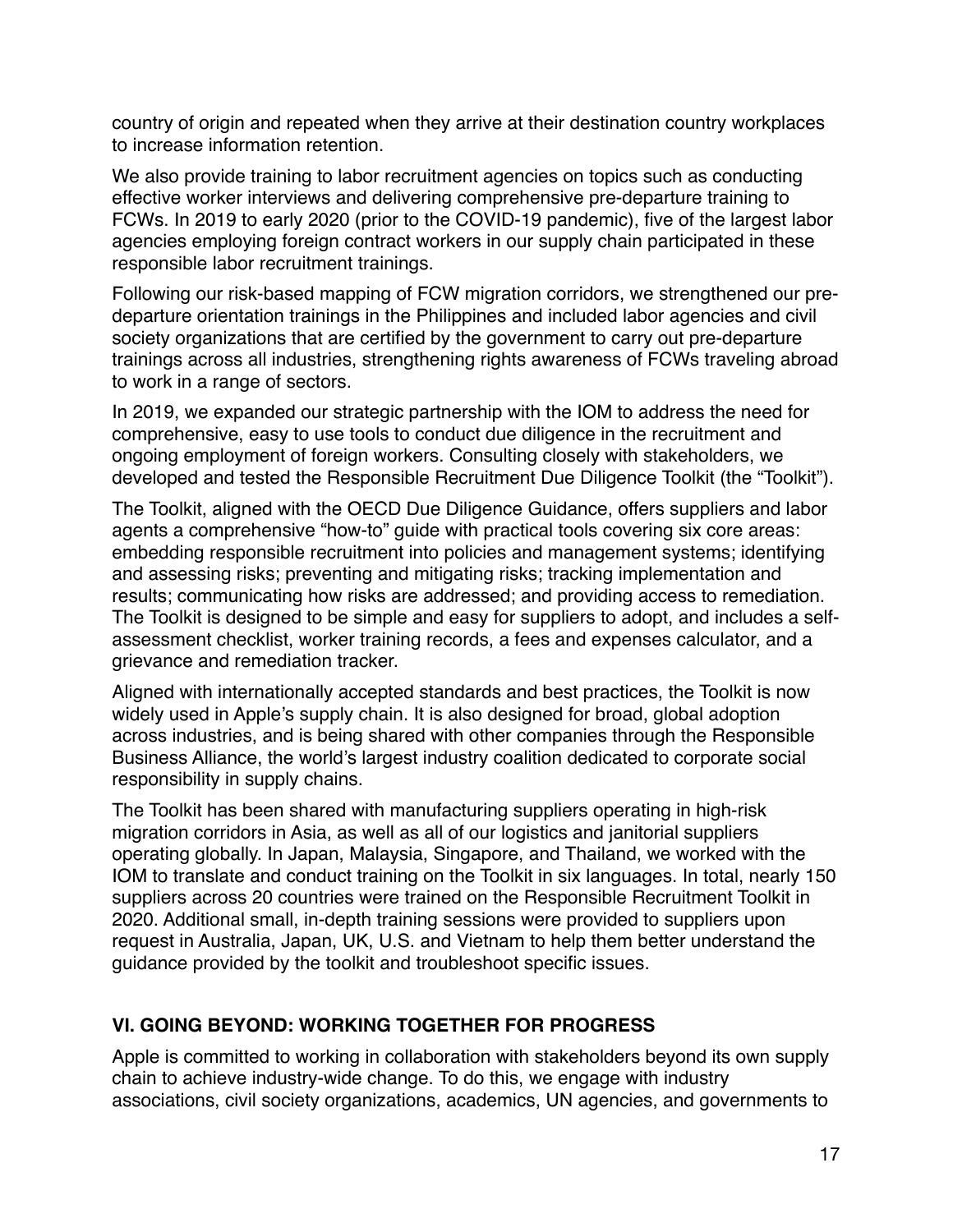country of origin and repeated when they arrive at their destination country workplaces to increase information retention.

We also provide training to labor recruitment agencies on topics such as conducting effective worker interviews and delivering comprehensive pre-departure training to FCWs. In 2019 to early 2020 (prior to the COVID-19 pandemic), five of the largest labor agencies employing foreign contract workers in our supply chain participated in these responsible labor recruitment trainings.

Following our risk-based mapping of FCW migration corridors, we strengthened our pre-departure orientation trainings in the Philippines and included labor agencies and civil society organizations that are certified by the government to carry out pre-departure trainings across all industries, strengthening rights awareness of FCWs traveling abroad to work in a range of sectors.

In 2019, we expanded our strategic partnership with the IOM to address the need for comprehensive, easy to use tools to conduct due diligence in the recruitment and ongoing employment of foreign workers. Consulting closely with stakeholders, we developed and tested the Responsible Recruitment Due Diligence Toolkit (the "Toolkit").

The Toolkit, aligned with the OECD Due Diligence Guidance, offers suppliers and labor agents a comprehensive "how-to" guide with practical tools covering six core areas: embedding responsible recruitment into policies and management systems; identifying and assessing risks; preventing and mitigating risks; tracking implementation and results; communicating how risks are addressed; and providing access to remediation. The Toolkit is designed to be simple and easy for suppliers to adopt, and includes a self-assessment checklist, worker training records, a fees and expenses calculator, and a grievance and remediation tracker.

Aligned with internationally accepted standards and best practices, the Toolkit is now widely used in Apple's supply chain. It is also designed for broad, global adoption across industries, and is being shared with other companies through the Responsible Business Alliance, the world's largest industry coalition dedicated to corporate social responsibility in supply chains.

The Toolkit has been shared with manufacturing suppliers operating in high-risk migration corridors in Asia, as well as all of our logistics and janitorial suppliers operating globally. In Japan, Malaysia, Singapore, and Thailand, we worked with the IOM to translate and conduct training on the Toolkit in six languages. In total, nearly 150 suppliers across 20 countries were trained on the Responsible Recruitment Toolkit in 2020. Additional small, in-depth training sessions were provided to suppliers upon request in Australia, Japan, UK, U.S. and Vietnam to help them better understand the guidance provided by the toolkit and troubleshoot specific issues.

## VI. GOING BEYOND: WORKING TOGETHER FOR PROGRESS

Apple is committed to working in collaboration with stakeholders beyond its own supply chain to achieve industry-wide change. To do this, we engage with industry associations, civil society organizations, academics, UN agencies, and governments to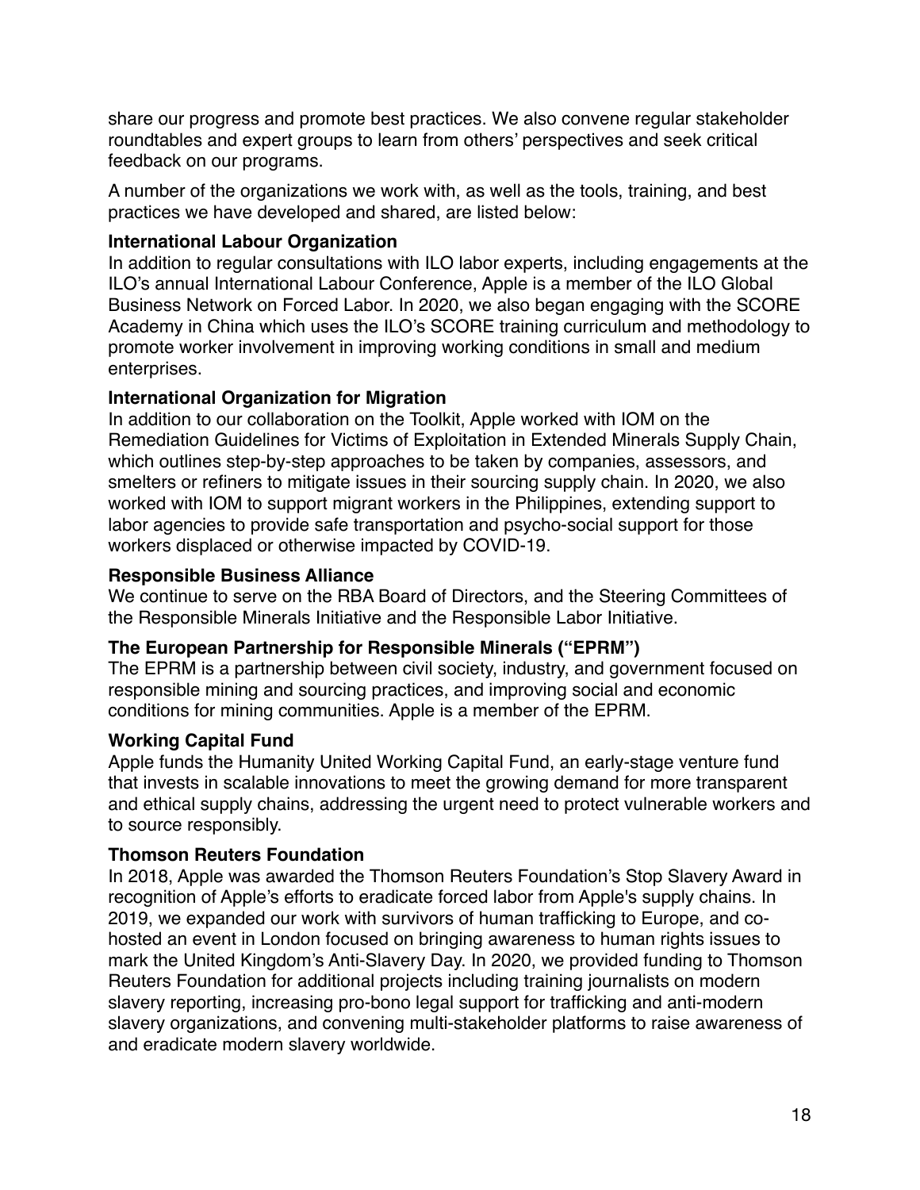share our progress and promote best practices. We also convene regular stakeholder roundtables and expert groups to learn from others' perspectives and seek critical feedback on our programs.

A number of the organizations we work with, as well as the tools, training, and best practices we have developed and shared, are listed below:

**International Labour Organization**
In addition to regular consultations with ILO labor experts, including engagements at the ILO's annual International Labour Conference, Apple is a member of the ILO Global Business Network on Forced Labor. In 2020, we also began engaging with the SCORE Academy in China which uses the ILO's SCORE training curriculum and methodology to promote worker involvement in improving working conditions in small and medium enterprises.

**International Organization for Migration**
In addition to our collaboration on the Toolkit, Apple worked with IOM on the Remediation Guidelines for Victims of Exploitation in Extended Minerals Supply Chain, which outlines step-by-step approaches to be taken by companies, assessors, and smelters or refiners to mitigate issues in their sourcing supply chain. In 2020, we also worked with IOM to support migrant workers in the Philippines, extending support to labor agencies to provide safe transportation and psycho-social support for those workers displaced or otherwise impacted by COVID-19.

**Responsible Business Alliance**
We continue to serve on the RBA Board of Directors, and the Steering Committees of the Responsible Minerals Initiative and the Responsible Labor Initiative.

**The European Partnership for Responsible Minerals ("EPRM")**
The EPRM is a partnership between civil society, industry, and government focused on responsible mining and sourcing practices, and improving social and economic conditions for mining communities. Apple is a member of the EPRM.

**Working Capital Fund**
Apple funds the Humanity United Working Capital Fund, an early-stage venture fund that invests in scalable innovations to meet the growing demand for more transparent and ethical supply chains, addressing the urgent need to protect vulnerable workers and to source responsibly.

**Thomson Reuters Foundation**
In 2018, Apple was awarded the Thomson Reuters Foundation's Stop Slavery Award in recognition of Apple's efforts to eradicate forced labor from Apple's supply chains. In 2019, we expanded our work with survivors of human trafficking to Europe, and co-hosted an event in London focused on bringing awareness to human rights issues to mark the United Kingdom's Anti-Slavery Day. In 2020, we provided funding to Thomson Reuters Foundation for additional projects including training journalists on modern slavery reporting, increasing pro-bono legal support for trafficking and anti-modern slavery organizations, and convening multi-stakeholder platforms to raise awareness of and eradicate modern slavery worldwide.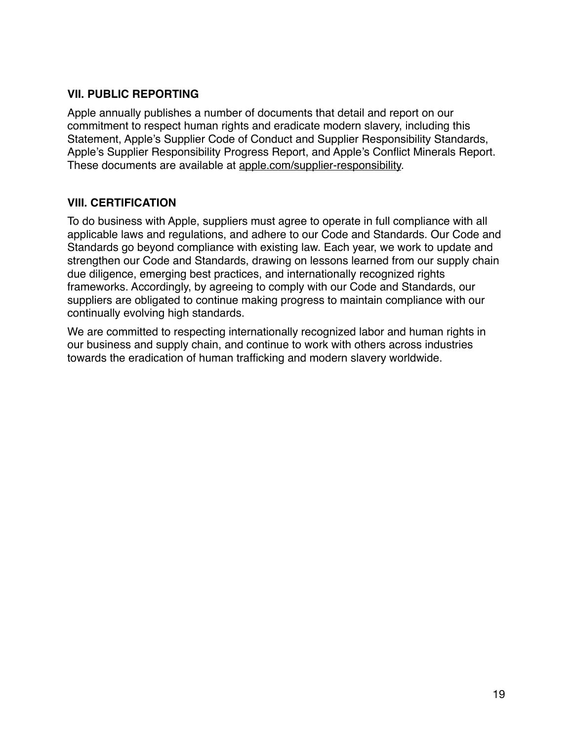## VII. PUBLIC REPORTING

Apple annually publishes a number of documents that detail and report on our commitment to respect human rights and eradicate modern slavery, including this Statement, Apple's Supplier Code of Conduct and Supplier Responsibility Standards, Apple's Supplier Responsibility Progress Report, and Apple's Conflict Minerals Report. These documents are available at apple.com/supplier-responsibility.

## VIII. CERTIFICATION

To do business with Apple, suppliers must agree to operate in full compliance with all applicable laws and regulations, and adhere to our Code and Standards. Our Code and Standards go beyond compliance with existing law. Each year, we work to update and strengthen our Code and Standards, drawing on lessons learned from our supply chain due diligence, emerging best practices, and internationally recognized rights frameworks. Accordingly, by agreeing to comply with our Code and Standards, our suppliers are obligated to continue making progress to maintain compliance with our continually evolving high standards.

We are committed to respecting internationally recognized labor and human rights in our business and supply chain, and continue to work with others across industries towards the eradication of human trafficking and modern slavery worldwide.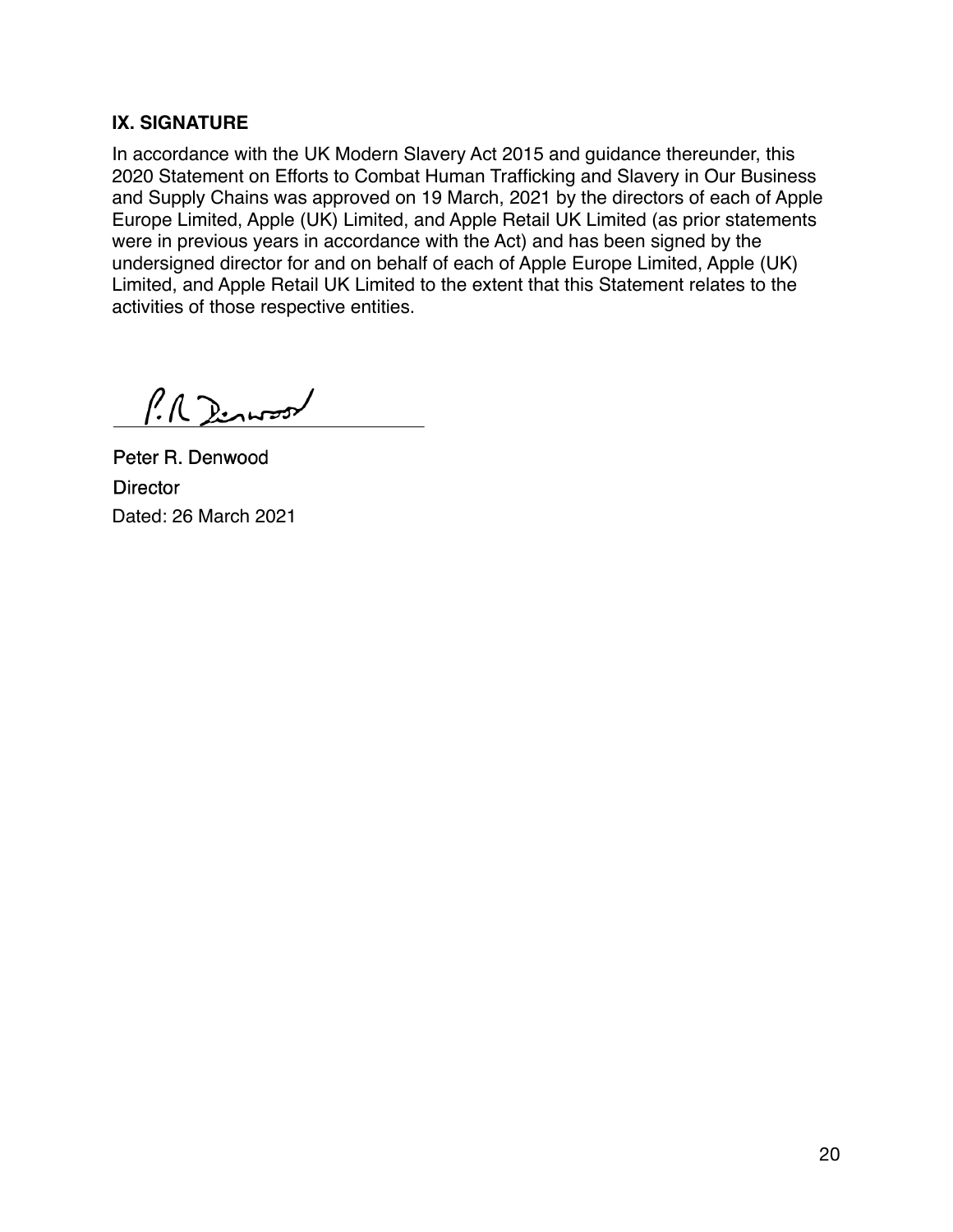## IX. SIGNATURE

In accordance with the UK Modern Slavery Act 2015 and guidance thereunder, this 2020 Statement on Efforts to Combat Human Trafficking and Slavery in Our Business and Supply Chains was approved on 19 March, 2021 by the directors of each of Apple Europe Limited, Apple (UK) Limited, and Apple Retail UK Limited (as prior statements were in previous years in accordance with the Act) and has been signed by the undersigned director for and on behalf of each of Apple Europe Limited, Apple (UK) Limited, and Apple Retail UK Limited to the extent that this Statement relates to the activities of those respective entities.

P. R. Denwood

Peter R. Denwood
Director
Dated: 26 March 2021